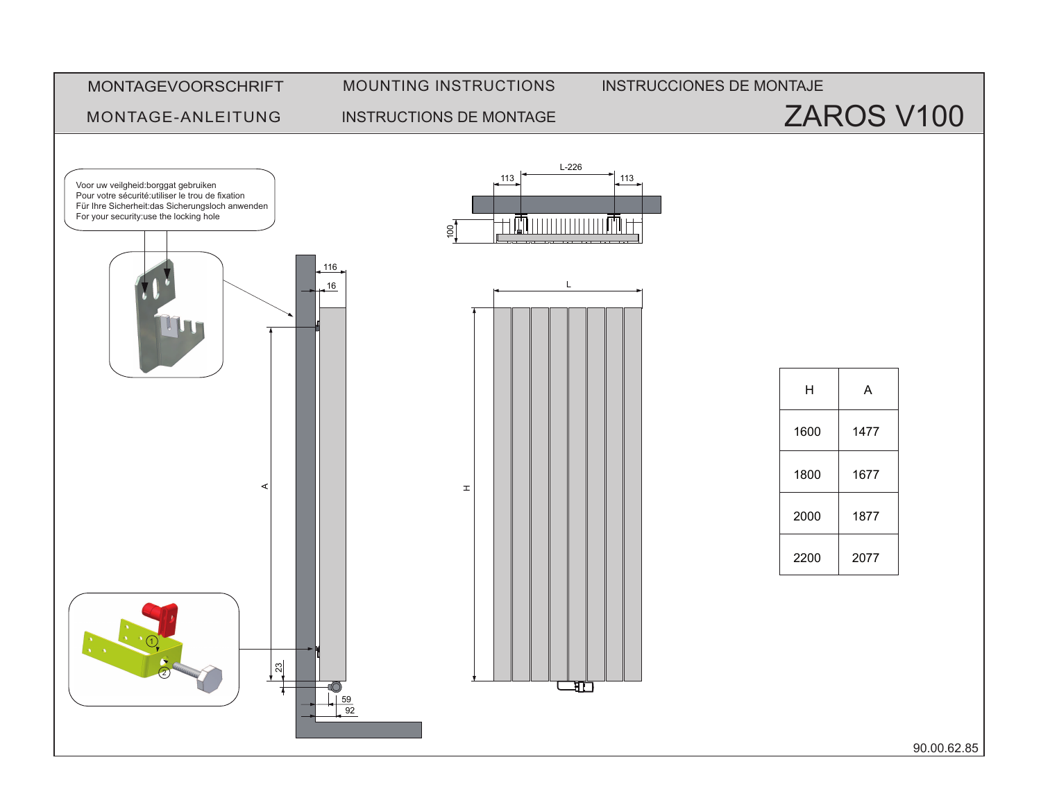MONTAGEVOORSCHRIFT

MONTAGE-ANLEITUNG

MOUNTING INSTRUCTIONS

INSTRUCTIONS DE MONTAGE

INSTRUCCIONES DE MONTAJE

# ZAROS V100

Voor uw veilgheid:borggat gebruiken
Pour votre sécurité:utiliser le trou de fixation
Für Ihre Sicherheit:das Sicherungsloch anwenden
For your security:use the locking hole

| H | A |
|---|---|
| 1600 | 1477 |
| 1800 | 1677 |
| 2000 | 1877 |
| 2200 | 2077 |

90.00.62.85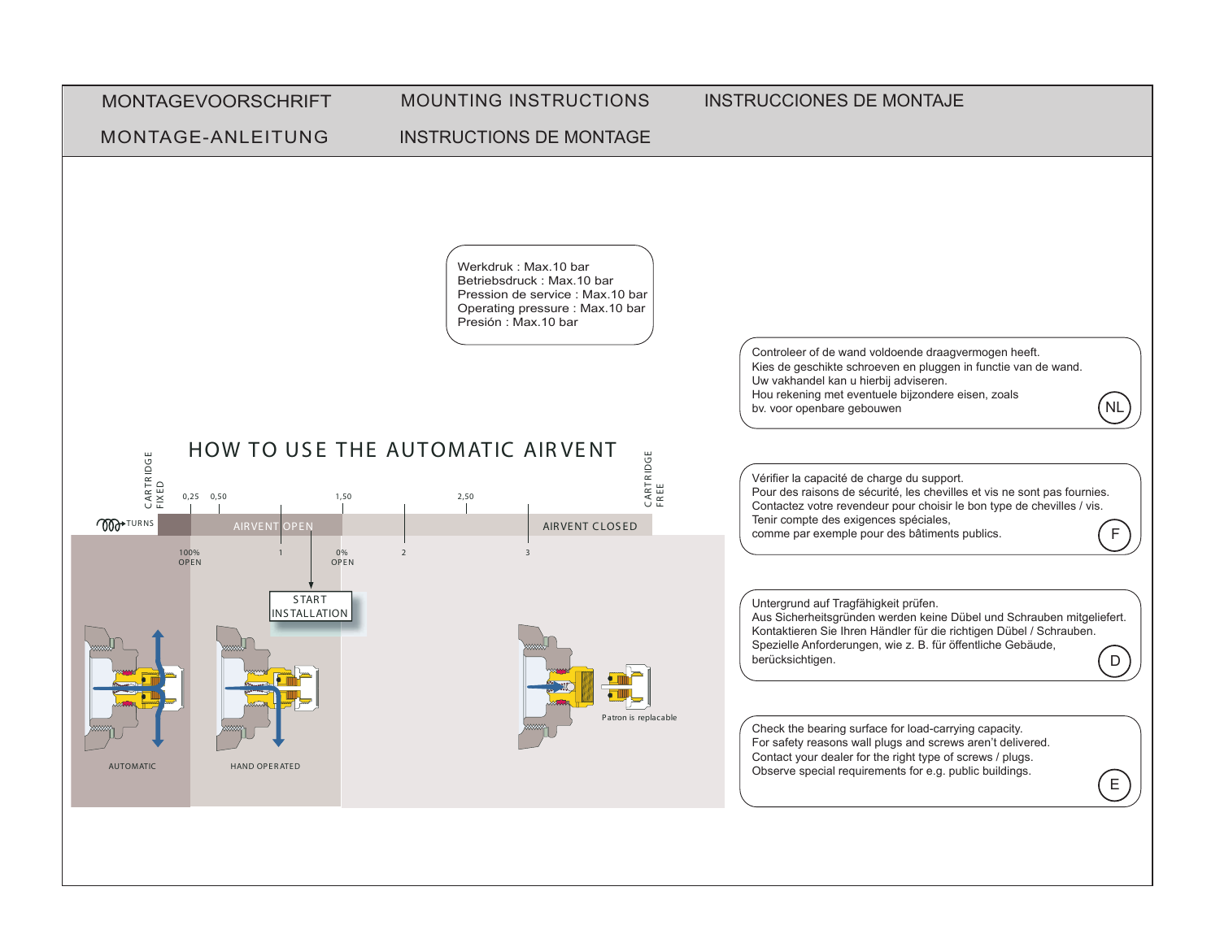MONTAGEVOORSCHRIFT

MOUNTING INSTRUCTIONS

INSTRUCCIONES DE MONTAJE

MONTAGE-ANLEITUNG

INSTRUCTIONS DE MONTAGE

Werkdruk : Max.10 bar
Betriebsdruck : Max.10 bar
Pression de service : Max.10 bar
Operating pressure : Max.10 bar
Presión : Max.10 bar

## HOW TO USE THE AUTOMATIC AIRVENT

CARTRIDGE FIXED

CARTRIDGE FREE

TURNS

0,25 0,50 1,50 2,50

AIRVENT OPEN

AIRVENT CLOSED

100% OPEN

1

0% OPEN

2

3

START INSTALLATION

AUTOMATIC

HAND OPERATED

Patron is replacable

Controleer of de wand voldoende draagvermogen heeft.
Kies de geschikte schroeven en pluggen in functie van de wand.
Uw vakhandel kan u hierbij adviseren.
Hou rekening met eventuele bijzondere eisen, zoals
bv. voor openbare gebouwen

NL

Vérifier la capacité de charge du support.
Pour des raisons de sécurité, les chevilles et vis ne sont pas fournies.
Contactez votre revendeur pour choisir le bon type de chevilles / vis.
Tenir compte des exigences spéciales,
comme par exemple pour des bâtiments publics.

F

Untergrund auf Tragfähigkeit prüfen.
Aus Sicherheitsgründen werden keine Dübel und Schrauben mitgeliefert.
Kontaktieren Sie Ihren Händler für die richtigen Dübel / Schrauben.
Spezielle Anforderungen, wie z. B. für öffentliche Gebäude,
berücksichtigen.

D

Check the bearing surface for load-carrying capacity.
For safety reasons wall plugs and screws aren't delivered.
Contact your dealer for the right type of screws / plugs.
Observe special requirements for e.g. public buildings.

E